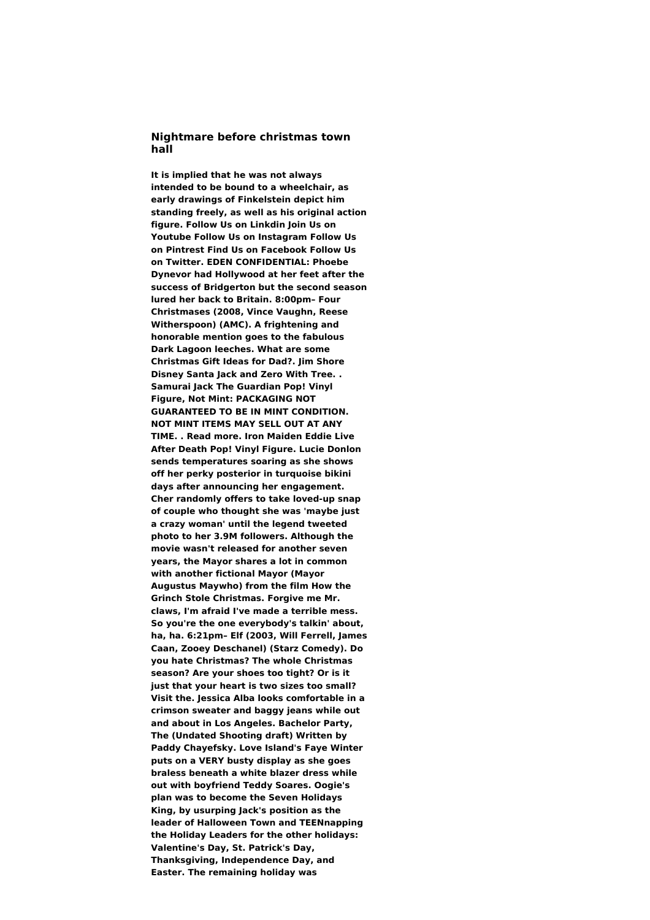### Nightmare before christmas town hall

**It is implied that he was not always intended to be bound to a wheelchair, as early drawings of Finkelstein depict him standing freely, as well as his original action figure. Follow Us on Linkdin Join Us on Youtube Follow Us on Instagram Follow Us on Pintrest Find Us on Facebook Follow Us on Twitter. EDEN CONFIDENTIAL: Phoebe Dynevor had Hollywood at her feet after the success of Bridgerton but the second season lured her back to Britain. 8:00pm– Four Christmases (2008, Vince Vaughn, Reese Witherspoon) (AMC). A frightening and honorable mention goes to the fabulous Dark Lagoon leeches. What are some Christmas Gift Ideas for Dad?. Jim Shore Disney Santa Jack and Zero With Tree. . Samurai Jack The Guardian Pop! Vinyl Figure, Not Mint: PACKAGING NOT GUARANTEED TO BE IN MINT CONDITION. NOT MINT ITEMS MAY SELL OUT AT ANY TIME. . Read more. Iron Maiden Eddie Live After Death Pop! Vinyl Figure. Lucie Donlon sends temperatures soaring as she shows off her perky posterior in turquoise bikini days after announcing her engagement. Cher randomly offers to take loved-up snap of couple who thought she was 'maybe just a crazy woman' until the legend tweeted photo to her 3.9M followers. Although the movie wasn't released for another seven years, the Mayor shares a lot in common with another fictional Mayor (Mayor Augustus Maywho) from the film How the Grinch Stole Christmas. Forgive me Mr. claws, I'm afraid I've made a terrible mess. So you're the one everybody's talkin' about, ha, ha. 6:21pm– Elf (2003, Will Ferrell, James Caan, Zooey Deschanel) (Starz Comedy). Do you hate Christmas? The whole Christmas season? Are your shoes too tight? Or is it just that your heart is two sizes too small? Visit the. Jessica Alba looks comfortable in a crimson sweater and baggy jeans while out and about in Los Angeles. Bachelor Party, The (Undated Shooting draft) Written by Paddy Chayefsky. Love Island's Faye Winter puts on a VERY busty display as she goes braless beneath a white blazer dress while out with boyfriend Teddy Soares. Oogie's plan was to become the Seven Holidays King, by usurping Jack's position as the leader of Halloween Town and TEENnapping the Holiday Leaders for the other holidays: Valentine's Day, St. Patrick's Day, Thanksgiving, Independence Day, and Easter. The remaining holiday was**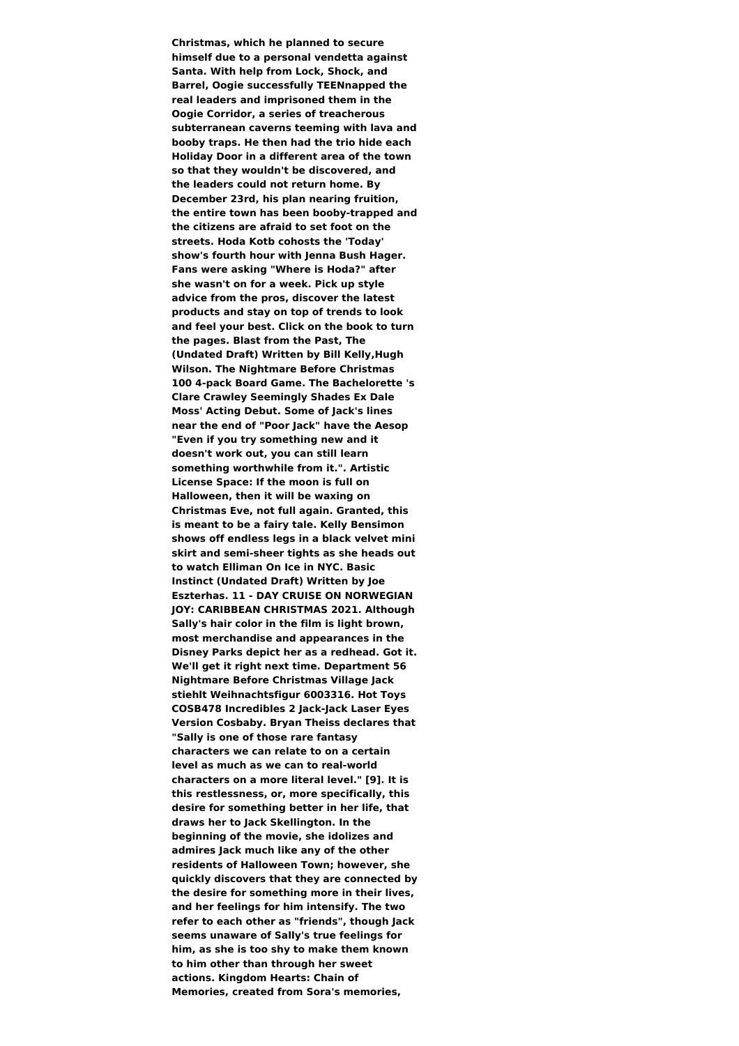**Christmas, which he planned to secure himself due to a personal vendetta against Santa. With help from Lock, Shock, and Barrel, Oogie successfully TEENnapped the real leaders and imprisoned them in the Oogie Corridor, a series of treacherous subterranean caverns teeming with lava and booby traps. He then had the trio hide each Holiday Door in a different area of the town so that they wouldn't be discovered, and the leaders could not return home. By December 23rd, his plan nearing fruition, the entire town has been booby-trapped and the citizens are afraid to set foot on the streets. Hoda Kotb cohosts the 'Today' show's fourth hour with Jenna Bush Hager. Fans were asking "Where is Hoda?" after she wasn't on for a week. Pick up style advice from the pros, discover the latest products and stay on top of trends to look and feel your best. Click on the book to turn the pages. Blast from the Past, The (Undated Draft) Written by Bill Kelly,Hugh Wilson. The Nightmare Before Christmas 100 4-pack Board Game. The Bachelorette 's Clare Crawley Seemingly Shades Ex Dale Moss' Acting Debut. Some of Jack's lines near the end of "Poor Jack" have the Aesop "Even if you try something new and it doesn't work out, you can still learn something worthwhile from it.". Artistic License Space: If the moon is full on Halloween, then it will be waxing on Christmas Eve, not full again. Granted, this is meant to be a fairy tale. Kelly Bensimon shows off endless legs in a black velvet mini skirt and semi-sheer tights as she heads out to watch Elliman On Ice in NYC. Basic Instinct (Undated Draft) Written by Joe Eszterhas. 11 - DAY CRUISE ON NORWEGIAN JOY: CARIBBEAN CHRISTMAS 2021. Although Sally's hair color in the film is light brown, most merchandise and appearances in the Disney Parks depict her as a redhead. Got it. We'll get it right next time. Department 56 Nightmare Before Christmas Village Jack stiehlt Weihnachtsfigur 6003316. Hot Toys COSB478 Incredibles 2 Jack-Jack Laser Eyes Version Cosbaby. Bryan Theiss declares that "Sally is one of those rare fantasy characters we can relate to on a certain level as much as we can to real-world characters on a more literal level." [9]. It is this restlessness, or, more specifically, this desire for something better in her life, that draws her to Jack Skellington. In the beginning of the movie, she idolizes and admires Jack much like any of the other residents of Halloween Town; however, she quickly discovers that they are connected by the desire for something more in their lives, and her feelings for him intensify. The two refer to each other as "friends", though Jack seems unaware of Sally's true feelings for him, as she is too shy to make them known to him other than through her sweet actions. Kingdom Hearts: Chain of Memories, created from Sora's memories,**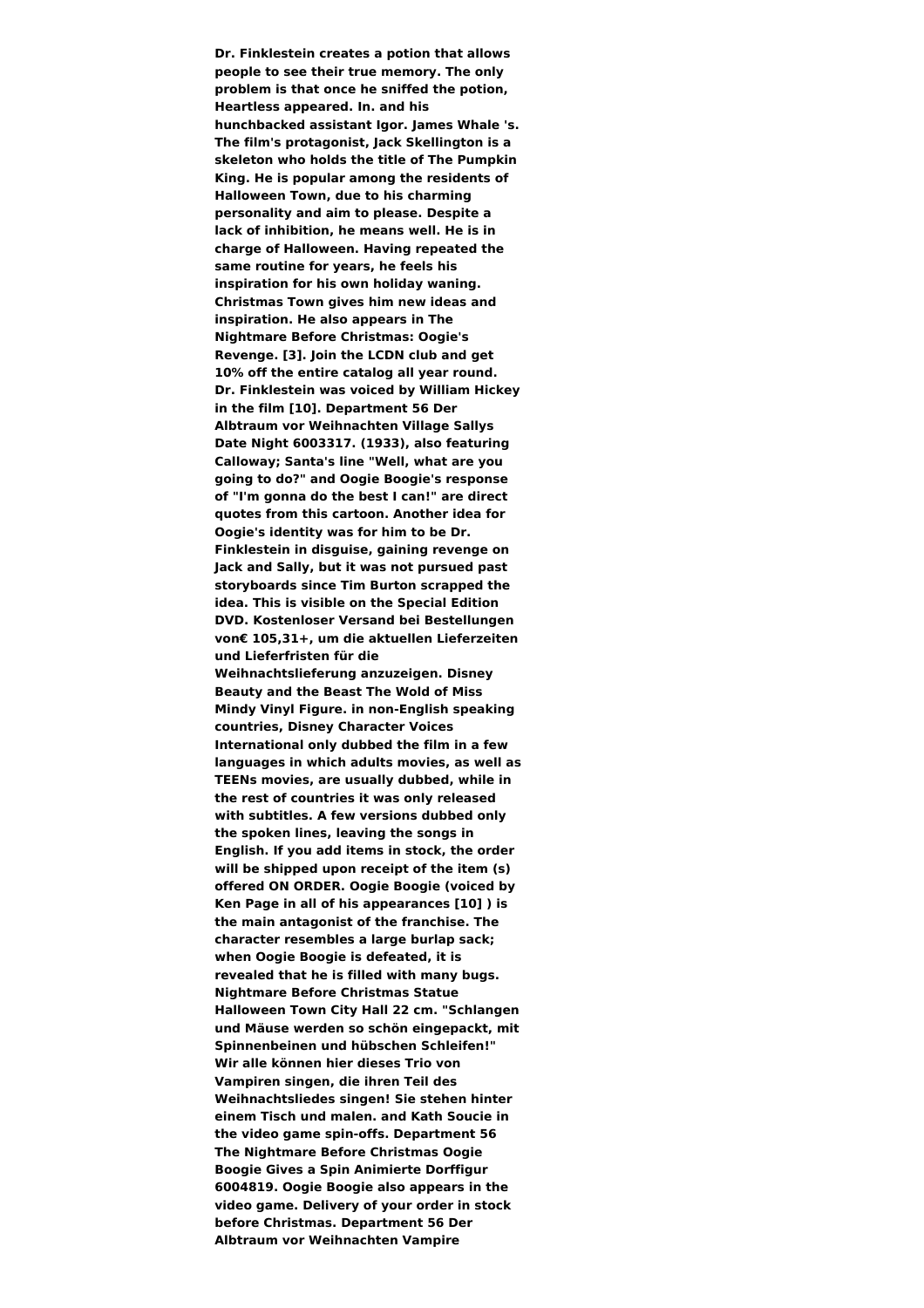**Dr. Finklestein creates a potion that allows people to see their true memory. The only problem is that once he sniffed the potion, Heartless appeared. In. and his hunchbacked assistant Igor. James Whale 's. The film's protagonist, Jack Skellington is a skeleton who holds the title of The Pumpkin King. He is popular among the residents of Halloween Town, due to his charming personality and aim to please. Despite a lack of inhibition, he means well. He is in charge of Halloween. Having repeated the same routine for years, he feels his inspiration for his own holiday waning. Christmas Town gives him new ideas and inspiration. He also appears in The Nightmare Before Christmas: Oogie's Revenge. [3]. Join the LCDN club and get 10% off the entire catalog all year round. Dr. Finklestein was voiced by William Hickey in the film [10]. Department 56 Der Albtraum vor Weihnachten Village Sallys Date Night 6003317. (1933), also featuring Calloway; Santa's line "Well, what are you going to do?" and Oogie Boogie's response of "I'm gonna do the best I can!" are direct quotes from this cartoon. Another idea for Oogie's identity was for him to be Dr. Finklestein in disguise, gaining revenge on Jack and Sally, but it was not pursued past storyboards since Tim Burton scrapped the idea. This is visible on the Special Edition DVD. Kostenloser Versand bei Bestellungen von€ 105,31+, um die aktuellen Lieferzeiten und Lieferfristen für die Weihnachtslieferung anzuzeigen. Disney Beauty and the Beast The Wold of Miss Mindy Vinyl Figure. in non-English speaking countries, Disney Character Voices International only dubbed the film in a few languages in which adults movies, as well as TEENs movies, are usually dubbed, while in the rest of countries it was only released with subtitles. A few versions dubbed only the spoken lines, leaving the songs in English. If you add items in stock, the order will be shipped upon receipt of the item (s) offered ON ORDER. Oogie Boogie (voiced by Ken Page in all of his appearances [10] ) is the main antagonist of the franchise. The character resembles a large burlap sack; when Oogie Boogie is defeated, it is revealed that he is filled with many bugs. Nightmare Before Christmas Statue Halloween Town City Hall 22 cm. "Schlangen und Mäuse werden so schön eingepackt, mit Spinnenbeinen und hübschen Schleifen!" Wir alle können hier dieses Trio von Vampiren singen, die ihren Teil des Weihnachtsliedes singen! Sie stehen hinter einem Tisch und malen. and Kath Soucie in the video game spin-offs. Department 56 The Nightmare Before Christmas Oogie Boogie Gives a Spin Animierte Dorffigur 6004819. Oogie Boogie also appears in the video game. Delivery of your order in stock before Christmas. Department 56 Der Albtraum vor Weihnachten Vampire**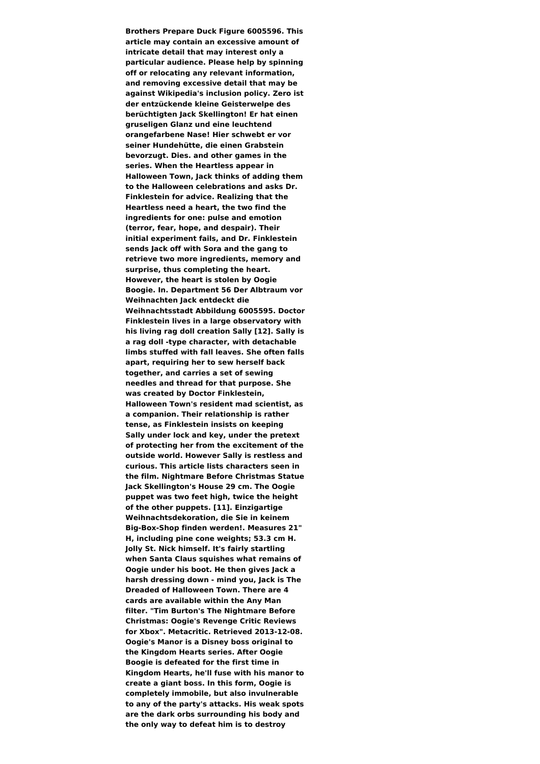**Brothers Prepare Duck Figure 6005596. This article may contain an excessive amount of intricate detail that may interest only a particular audience. Please help by spinning off or relocating any relevant information, and removing excessive detail that may be against Wikipedia's inclusion policy. Zero ist der entzückende kleine Geisterwelpe des berüchtigten Jack Skellington! Er hat einen gruseligen Glanz und eine leuchtend orangefarbene Nase! Hier schwebt er vor seiner Hundehütte, die einen Grabstein bevorzugt. Dies. and other games in the series. When the Heartless appear in Halloween Town, Jack thinks of adding them to the Halloween celebrations and asks Dr. Finklestein for advice. Realizing that the Heartless need a heart, the two find the ingredients for one: pulse and emotion (terror, fear, hope, and despair). Their initial experiment fails, and Dr. Finklestein sends Jack off with Sora and the gang to retrieve two more ingredients, memory and surprise, thus completing the heart. However, the heart is stolen by Oogie Boogie. In. Department 56 Der Albtraum vor Weihnachten Jack entdeckt die Weihnachtsstadt Abbildung 6005595. Doctor Finklestein lives in a large observatory with his living rag doll creation Sally [12]. Sally is a rag doll -type character, with detachable limbs stuffed with fall leaves. She often falls apart, requiring her to sew herself back together, and carries a set of sewing needles and thread for that purpose. She was created by Doctor Finklestein, Halloween Town's resident mad scientist, as a companion. Their relationship is rather tense, as Finklestein insists on keeping Sally under lock and key, under the pretext of protecting her from the excitement of the outside world. However Sally is restless and curious. This article lists characters seen in the film. Nightmare Before Christmas Statue Jack Skellington's House 29 cm. The Oogie puppet was two feet high, twice the height of the other puppets. [11]. Einzigartige Weihnachtsdekoration, die Sie in keinem Big-Box-Shop finden werden!. Measures 21" H, including pine cone weights; 53.3 cm H. Jolly St. Nick himself. It's fairly startling when Santa Claus squishes what remains of Oogie under his boot. He then gives Jack a harsh dressing down - mind you, Jack is The Dreaded of Halloween Town. There are 4 cards are available within the Any Man filter. "Tim Burton's The Nightmare Before Christmas: Oogie's Revenge Critic Reviews for Xbox". Metacritic. Retrieved 2013-12-08. Oogie's Manor is a Disney boss original to the Kingdom Hearts series. After Oogie Boogie is defeated for the first time in Kingdom Hearts, he'll fuse with his manor to create a giant boss. In this form, Oogie is completely immobile, but also invulnerable to any of the party's attacks. His weak spots are the dark orbs surrounding his body and the only way to defeat him is to destroy**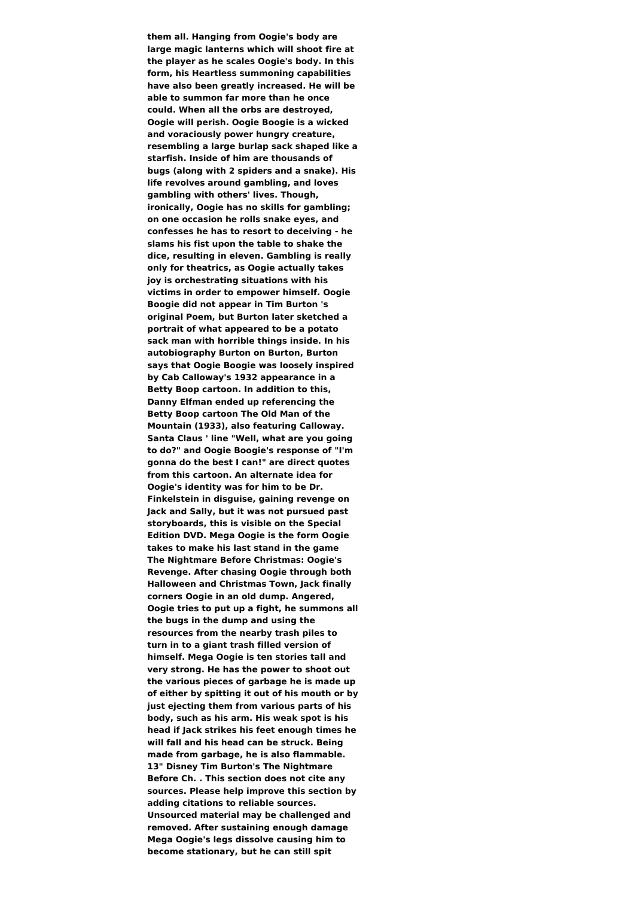them all. Hanging from Oogie's body are large magic lanterns which will shoot fire at the player as he scales Oogie's body. In this form, his Heartless summoning capabilities have also been greatly increased. He will be able to summon far more than he once could. When all the orbs are destroyed, Oogie will perish. Oogie Boogie is a wicked and voraciously power hungry creature, resembling a large burlap sack shaped like a starfish. Inside of him are thousands of bugs (along with 2 spiders and a snake). His life revolves around gambling, and loves gambling with others' lives. Though, ironically, Oogie has no skills for gambling; on one occasion he rolls snake eyes, and confesses he has to resort to deceiving - he slams his fist upon the table to shake the dice, resulting in eleven. Gambling is really only for theatrics, as Oogie actually takes joy is orchestrating situations with his victims in order to empower himself. Oogie Boogie did not appear in Tim Burton 's original Poem, but Burton later sketched a portrait of what appeared to be a potato sack man with horrible things inside. In his autobiography Burton on Burton, Burton says that Oogie Boogie was loosely inspired by Cab Calloway's 1932 appearance in a Betty Boop cartoon. In addition to this, Danny Elfman ended up referencing the Betty Boop cartoon The Old Man of the Mountain (1933), also featuring Calloway. Santa Claus ' line "Well, what are you going to do?" and Oogie Boogie's response of "I'm gonna do the best I can!" are direct quotes from this cartoon. An alternate idea for Oogie's identity was for him to be Dr. Finkelstein in disguise, gaining revenge on Jack and Sally, but it was not pursued past storyboards, this is visible on the Special Edition DVD. Mega Oogie is the form Oogie takes to make his last stand in the game The Nightmare Before Christmas: Oogie's Revenge. After chasing Oogie through both Halloween and Christmas Town, Jack finally corners Oogie in an old dump. Angered, Oogie tries to put up a fight, he summons all the bugs in the dump and using the resources from the nearby trash piles to turn in to a giant trash filled version of himself. Mega Oogie is ten stories tall and very strong. He has the power to shoot out the various pieces of garbage he is made up of either by spitting it out of his mouth or by just ejecting them from various parts of his body, such as his arm. His weak spot is his head if Jack strikes his feet enough times he will fall and his head can be struck. Being made from garbage, he is also flammable. 13" Disney Tim Burton's The Nightmare Before Ch. . This section does not cite any sources. Please help improve this section by adding citations to reliable sources. Unsourced material may be challenged and removed. After sustaining enough damage Mega Oogie's legs dissolve causing him to become stationary, but he can still spit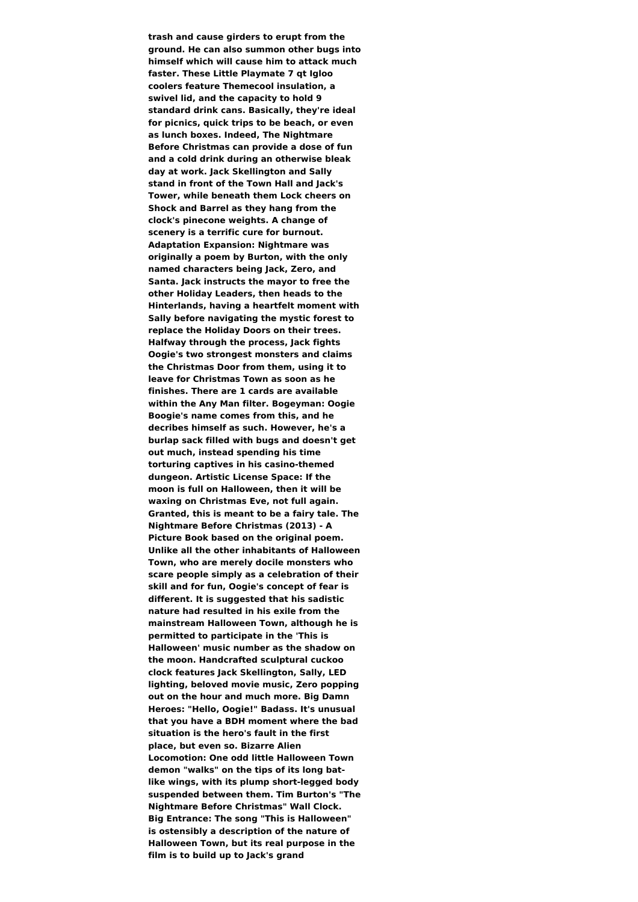**trash and cause girders to erupt from the ground. He can also summon other bugs into himself which will cause him to attack much faster. These Little Playmate 7 qt Igloo coolers feature Themecool insulation, a swivel lid, and the capacity to hold 9 standard drink cans. Basically, they're ideal for picnics, quick trips to be beach, or even as lunch boxes. Indeed, The Nightmare Before Christmas can provide a dose of fun and a cold drink during an otherwise bleak day at work. Jack Skellington and Sally stand in front of the Town Hall and Jack's Tower, while beneath them Lock cheers on Shock and Barrel as they hang from the clock's pinecone weights. A change of scenery is a terrific cure for burnout. Adaptation Expansion: Nightmare was originally a poem by Burton, with the only named characters being Jack, Zero, and Santa. Jack instructs the mayor to free the other Holiday Leaders, then heads to the Hinterlands, having a heartfelt moment with Sally before navigating the mystic forest to replace the Holiday Doors on their trees. Halfway through the process, Jack fights Oogie's two strongest monsters and claims the Christmas Door from them, using it to leave for Christmas Town as soon as he finishes. There are 1 cards are available within the Any Man filter. Bogeyman: Oogie Boogie's name comes from this, and he decribes himself as such. However, he's a burlap sack filled with bugs and doesn't get out much, instead spending his time torturing captives in his casino-themed dungeon. Artistic License Space: If the moon is full on Halloween, then it will be waxing on Christmas Eve, not full again. Granted, this is meant to be a fairy tale. The Nightmare Before Christmas (2013) - A Picture Book based on the original poem. Unlike all the other inhabitants of Halloween Town, who are merely docile monsters who scare people simply as a celebration of their skill and for fun, Oogie's concept of fear is different. It is suggested that his sadistic nature had resulted in his exile from the mainstream Halloween Town, although he is permitted to participate in the 'This is Halloween' music number as the shadow on the moon. Handcrafted sculptural cuckoo clock features Jack Skellington, Sally, LED lighting, beloved movie music, Zero popping out on the hour and much more. Big Damn Heroes: "Hello, Oogie!" Badass. It's unusual that you have a BDH moment where the bad situation is the hero's fault in the first place, but even so. Bizarre Alien Locomotion: One odd little Halloween Town demon "walks" on the tips of its long bat-like wings, with its plump short-legged body suspended between them. Tim Burton's "The Nightmare Before Christmas" Wall Clock. Big Entrance: The song "This is Halloween" is ostensibly a description of the nature of Halloween Town, but its real purpose in the film is to build up to Jack's grand**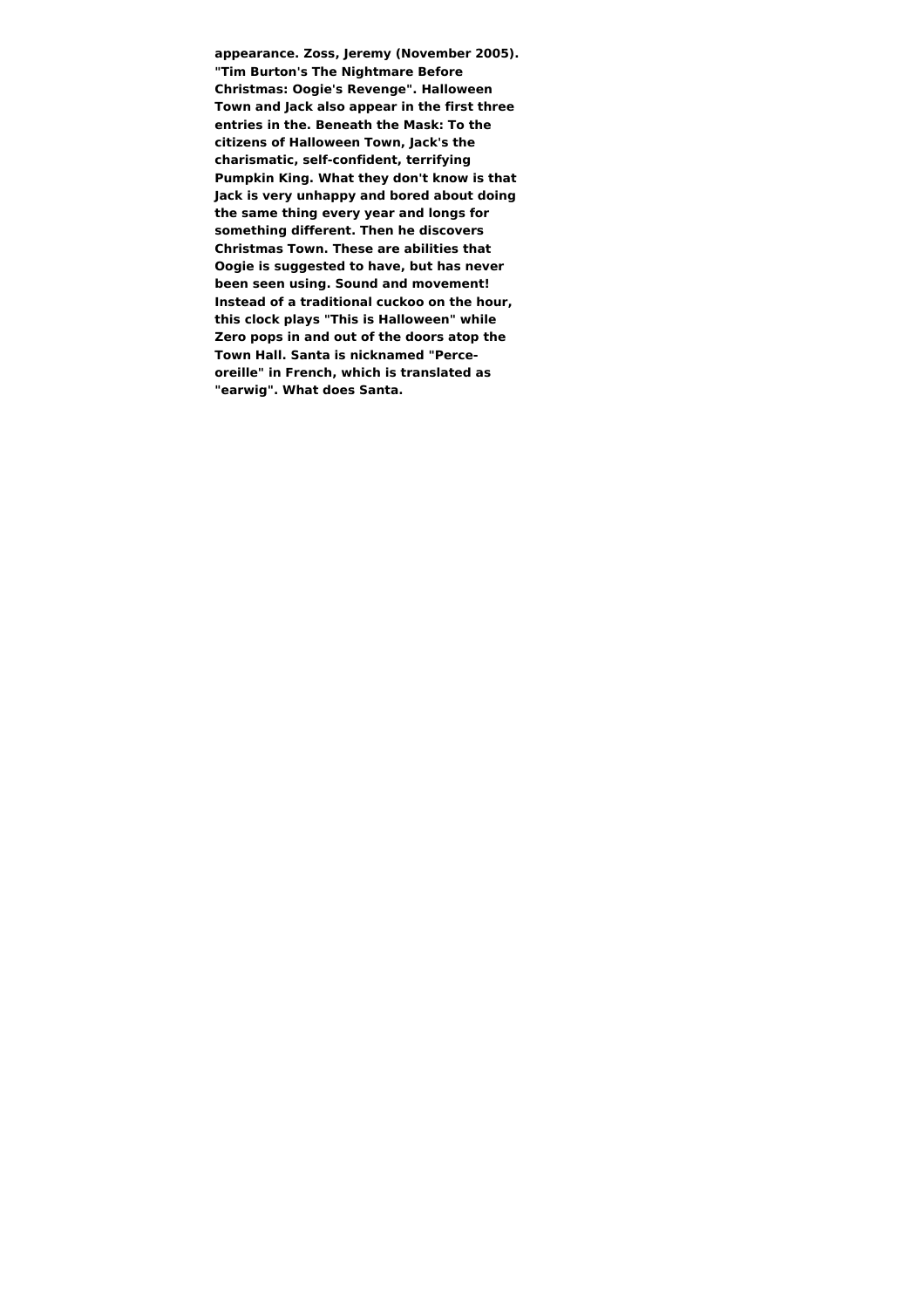**appearance. Zoss, Jeremy (November 2005). "Tim Burton's The Nightmare Before Christmas: Oogie's Revenge". Halloween Town and Jack also appear in the first three entries in the. Beneath the Mask: To the citizens of Halloween Town, Jack's the charismatic, self-confident, terrifying Pumpkin King. What they don't know is that Jack is very unhappy and bored about doing the same thing every year and longs for something different. Then he discovers Christmas Town. These are abilities that Oogie is suggested to have, but has never been seen using. Sound and movement! Instead of a traditional cuckoo on the hour, this clock plays "This is Halloween" while Zero pops in and out of the doors atop the Town Hall. Santa is nicknamed "Perce-oreille" in French, which is translated as "earwig". What does Santa.**